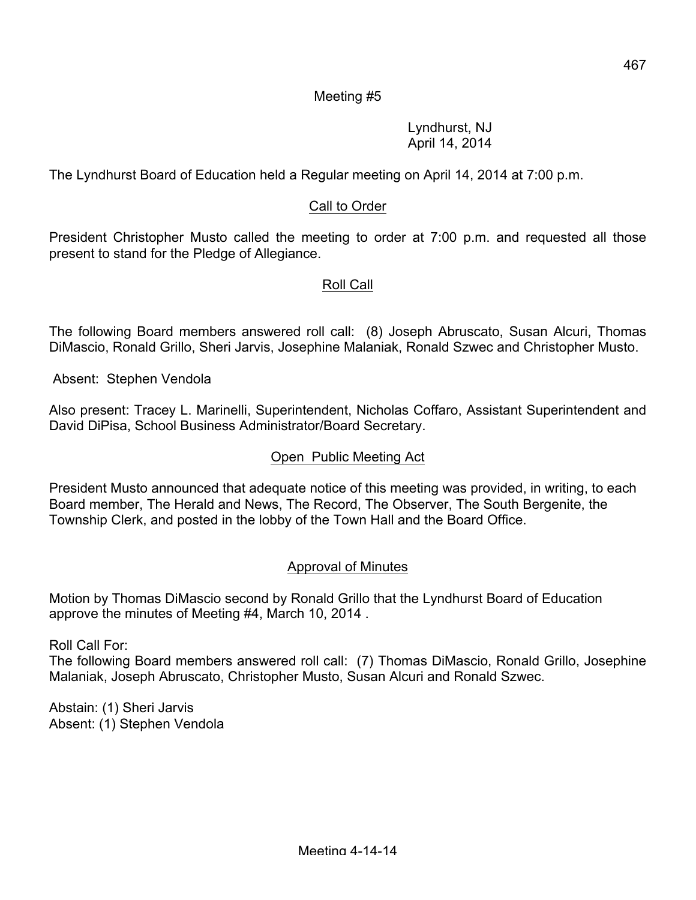Meeting #5

Lyndhurst, NJ
April 14, 2014

The Lyndhurst Board of Education held a Regular meeting on April 14, 2014 at 7:00 p.m.

## Call to Order

President Christopher Musto called the meeting to order at 7:00 p.m. and requested all those present to stand for the Pledge of Allegiance.

## Roll Call

The following Board members answered roll call: (8) Joseph Abruscato, Susan Alcuri, Thomas DiMascio, Ronald Grillo, Sheri Jarvis, Josephine Malaniak, Ronald Szwec and Christopher Musto.

Absent: Stephen Vendola

Also present: Tracey L. Marinelli, Superintendent, Nicholas Coffaro, Assistant Superintendent and David DiPisa, School Business Administrator/Board Secretary.

## Open Public Meeting Act

President Musto announced that adequate notice of this meeting was provided, in writing, to each Board member, The Herald and News, The Record, The Observer, The South Bergenite, the Township Clerk, and posted in the lobby of the Town Hall and the Board Office.

## Approval of Minutes

Motion by Thomas DiMascio second by Ronald Grillo that the Lyndhurst Board of Education approve the minutes of Meeting #4, March 10, 2014 .

Roll Call For:
The following Board members answered roll call: (7) Thomas DiMascio, Ronald Grillo, Josephine Malaniak, Joseph Abruscato, Christopher Musto, Susan Alcuri and Ronald Szwec.

Abstain: (1) Sheri Jarvis
Absent: (1) Stephen Vendola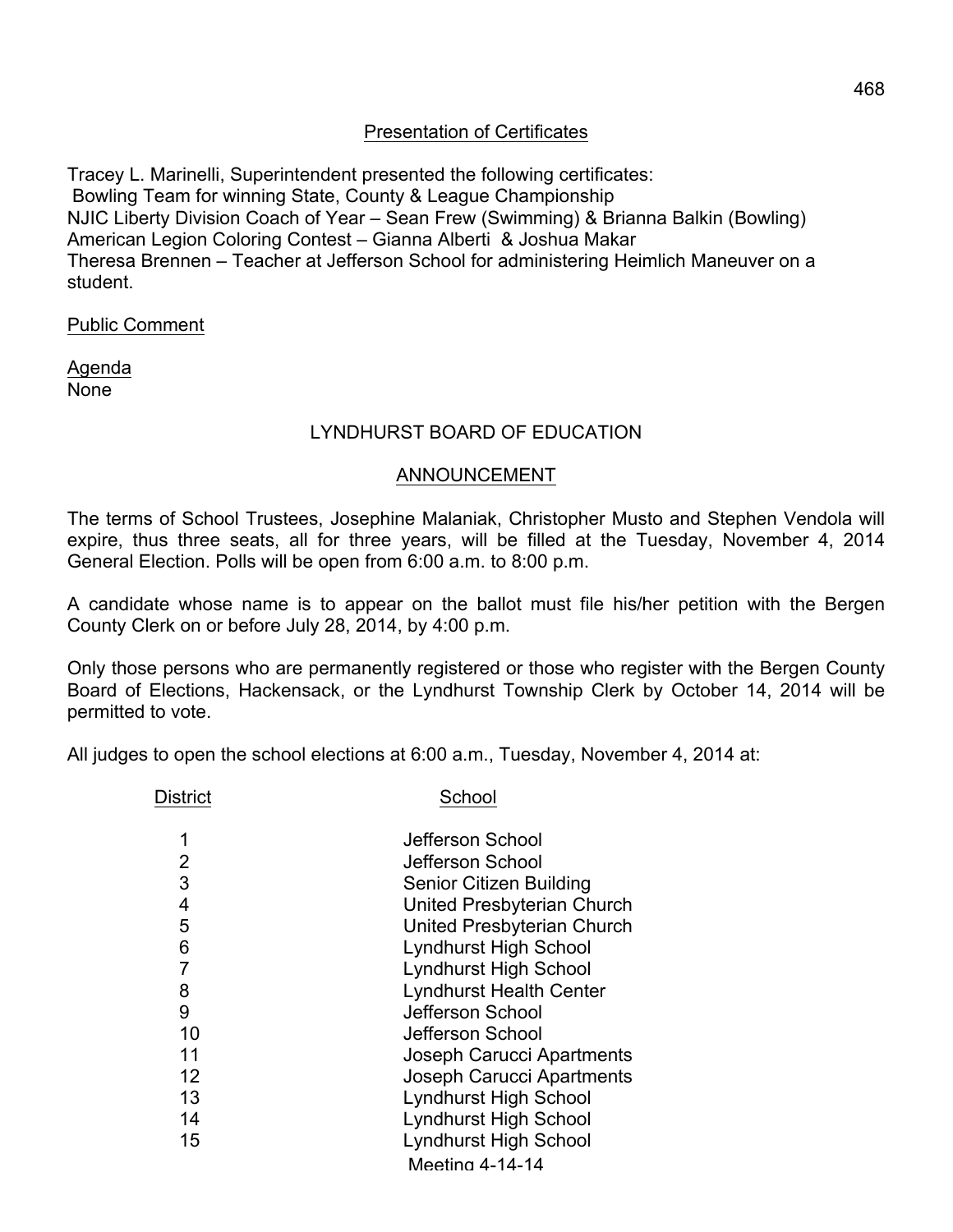## Presentation of Certificates

Tracey L. Marinelli, Superintendent presented the following certificates:
Bowling Team for winning State, County & League Championship
NJIC Liberty Division Coach of Year – Sean Frew (Swimming) & Brianna Balkin (Bowling)
American Legion Coloring Contest – Gianna Alberti & Joshua Makar
Theresa Brennen – Teacher at Jefferson School for administering Heimlich Maneuver on a student.

## Public Comment

Agenda
None

## LYNDHURST BOARD OF EDUCATION

### ANNOUNCEMENT

The terms of School Trustees, Josephine Malaniak, Christopher Musto and Stephen Vendola will expire, thus three seats, all for three years, will be filled at the Tuesday, November 4, 2014 General Election. Polls will be open from 6:00 a.m. to 8:00 p.m.

A candidate whose name is to appear on the ballot must file his/her petition with the Bergen County Clerk on or before July 28, 2014, by 4:00 p.m.

Only those persons who are permanently registered or those who register with the Bergen County Board of Elections, Hackensack, or the Lyndhurst Township Clerk by October 14, 2014 will be permitted to vote.

All judges to open the school elections at 6:00 a.m., Tuesday, November 4, 2014 at:

| District | School |
|---|---|
| 1 | Jefferson School |
| 2 | Jefferson School |
| 3 | Senior Citizen Building |
| 4 | United Presbyterian Church |
| 5 | United Presbyterian Church |
| 6 | Lyndhurst High School |
| 7 | Lyndhurst High School |
| 8 | Lyndhurst Health Center |
| 9 | Jefferson School |
| 10 | Jefferson School |
| 11 | Joseph Carucci Apartments |
| 12 | Joseph Carucci Apartments |
| 13 | Lyndhurst High School |
| 14 | Lyndhurst High School |
| 15 | Lyndhurst High School |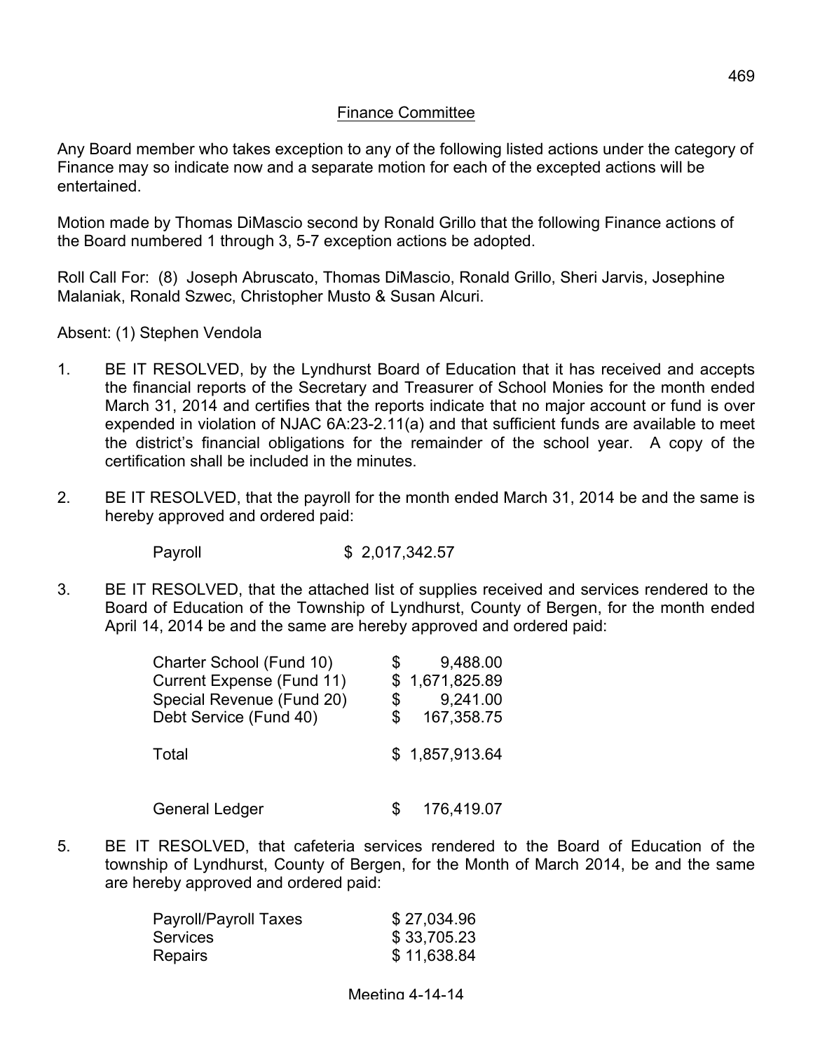## Finance Committee

Any Board member who takes exception to any of the following listed actions under the category of Finance may so indicate now and a separate motion for each of the excepted actions will be entertained.

Motion made by Thomas DiMascio second by Ronald Grillo that the following Finance actions of the Board numbered 1 through 3, 5-7 exception actions be adopted.

Roll Call For: (8) Joseph Abruscato, Thomas DiMascio, Ronald Grillo, Sheri Jarvis, Josephine Malaniak, Ronald Szwec, Christopher Musto & Susan Alcuri.

Absent: (1) Stephen Vendola

1. BE IT RESOLVED, by the Lyndhurst Board of Education that it has received and accepts the financial reports of the Secretary and Treasurer of School Monies for the month ended March 31, 2014 and certifies that the reports indicate that no major account or fund is over expended in violation of NJAC 6A:23-2.11(a) and that sufficient funds are available to meet the district's financial obligations for the remainder of the school year. A copy of the certification shall be included in the minutes.

2. BE IT RESOLVED, that the payroll for the month ended March 31, 2014 be and the same is hereby approved and ordered paid:

| | |
|---|---|
| Payroll | $ 2,017,342.57 |

3. BE IT RESOLVED, that the attached list of supplies received and services rendered to the Board of Education of the Township of Lyndhurst, County of Bergen, for the month ended April 14, 2014 be and the same are hereby approved and ordered paid:

| | |
|---|---|
| Charter School (Fund 10) | $ 9,488.00 |
| Current Expense (Fund 11) | $ 1,671,825.89 |
| Special Revenue (Fund 20) | $ 9,241.00 |
| Debt Service (Fund 40) | $ 167,358.75 |
| Total | $ 1,857,913.64 |
| General Ledger | $ 176,419.07 |

5. BE IT RESOLVED, that cafeteria services rendered to the Board of Education of the township of Lyndhurst, County of Bergen, for the Month of March 2014, be and the same are hereby approved and ordered paid:

| | |
|---|---|
| Payroll/Payroll Taxes | $ 27,034.96 |
| Services | $ 33,705.23 |
| Repairs | $ 11,638.84 |

Meeting 4-14-14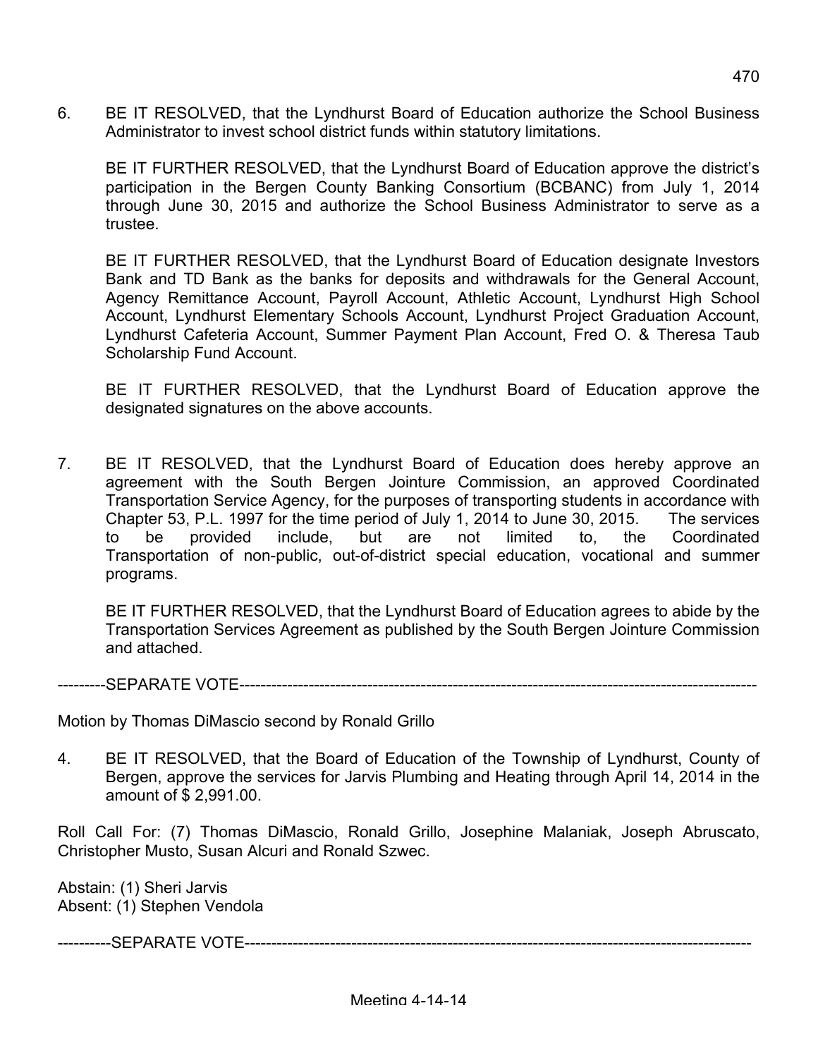6. BE IT RESOLVED, that the Lyndhurst Board of Education authorize the School Business Administrator to invest school district funds within statutory limitations.

   BE IT FURTHER RESOLVED, that the Lyndhurst Board of Education approve the district's participation in the Bergen County Banking Consortium (BCBANC) from July 1, 2014 through June 30, 2015 and authorize the School Business Administrator to serve as a trustee.

   BE IT FURTHER RESOLVED, that the Lyndhurst Board of Education designate Investors Bank and TD Bank as the banks for deposits and withdrawals for the General Account, Agency Remittance Account, Payroll Account, Athletic Account, Lyndhurst High School Account, Lyndhurst Elementary Schools Account, Lyndhurst Project Graduation Account, Lyndhurst Cafeteria Account, Summer Payment Plan Account, Fred O. & Theresa Taub Scholarship Fund Account.

   BE IT FURTHER RESOLVED, that the Lyndhurst Board of Education approve the designated signatures on the above accounts.

7. BE IT RESOLVED, that the Lyndhurst Board of Education does hereby approve an agreement with the South Bergen Jointure Commission, an approved Coordinated Transportation Service Agency, for the purposes of transporting students in accordance with Chapter 53, P.L. 1997 for the time period of July 1, 2014 to June 30, 2015. The services to be provided include, but are not limited to, the Coordinated Transportation of non-public, out-of-district special education, vocational and summer programs.

   BE IT FURTHER RESOLVED, that the Lyndhurst Board of Education agrees to abide by the Transportation Services Agreement as published by the South Bergen Jointure Commission and attached.

---------SEPARATE VOTE---------------------------------------------------------------------------------------------------

Motion by Thomas DiMascio second by Ronald Grillo

4. BE IT RESOLVED, that the Board of Education of the Township of Lyndhurst, County of Bergen, approve the services for Jarvis Plumbing and Heating through April 14, 2014 in the amount of $ 2,991.00.

Roll Call For: (7) Thomas DiMascio, Ronald Grillo, Josephine Malaniak, Joseph Abruscato, Christopher Musto, Susan Alcuri and Ronald Szwec.

Abstain: (1) Sheri Jarvis
Absent: (1) Stephen Vendola

----------SEPARATE VOTE-------------------------------------------------------------------------------------------------

Meeting 4-14-14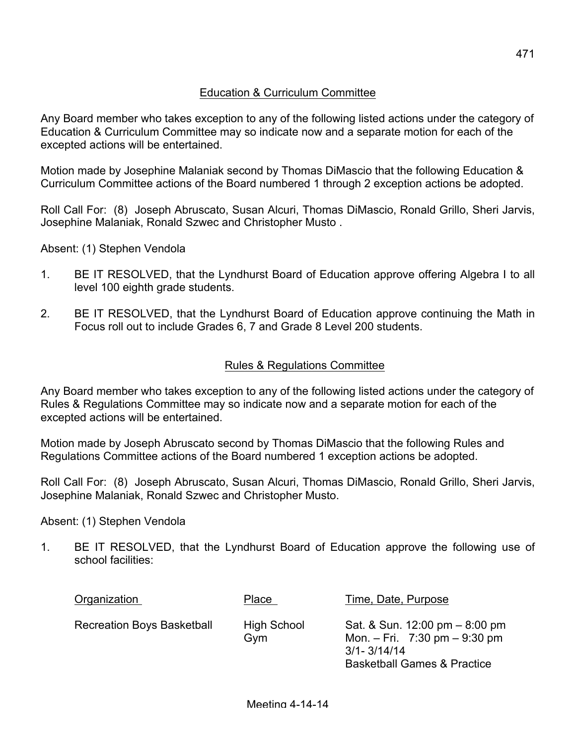## Education & Curriculum Committee

Any Board member who takes exception to any of the following listed actions under the category of Education & Curriculum Committee may so indicate now and a separate motion for each of the excepted actions will be entertained.

Motion made by Josephine Malaniak second by Thomas DiMascio that the following Education & Curriculum Committee actions of the Board numbered 1 through 2 exception actions be adopted.

Roll Call For: (8) Joseph Abruscato, Susan Alcuri, Thomas DiMascio, Ronald Grillo, Sheri Jarvis, Josephine Malaniak, Ronald Szwec and Christopher Musto .

Absent: (1) Stephen Vendola

1. BE IT RESOLVED, that the Lyndhurst Board of Education approve offering Algebra I to all level 100 eighth grade students.

2. BE IT RESOLVED, that the Lyndhurst Board of Education approve continuing the Math in Focus roll out to include Grades 6, 7 and Grade 8 Level 200 students.

## Rules & Regulations Committee

Any Board member who takes exception to any of the following listed actions under the category of Rules & Regulations Committee may so indicate now and a separate motion for each of the excepted actions will be entertained.

Motion made by Joseph Abruscato second by Thomas DiMascio that the following Rules and Regulations Committee actions of the Board numbered 1 exception actions be adopted.

Roll Call For: (8) Joseph Abruscato, Susan Alcuri, Thomas DiMascio, Ronald Grillo, Sheri Jarvis, Josephine Malaniak, Ronald Szwec and Christopher Musto.

Absent: (1) Stephen Vendola

1. BE IT RESOLVED, that the Lyndhurst Board of Education approve the following use of school facilities:

| Organization | Place | Time, Date, Purpose |
|---|---|---|
| Recreation Boys Basketball | High School Gym | Sat. & Sun. 12:00 pm – 8:00 pm<br>Mon. – Fri. 7:30 pm – 9:30 pm<br>3/1- 3/14/14<br>Basketball Games & Practice |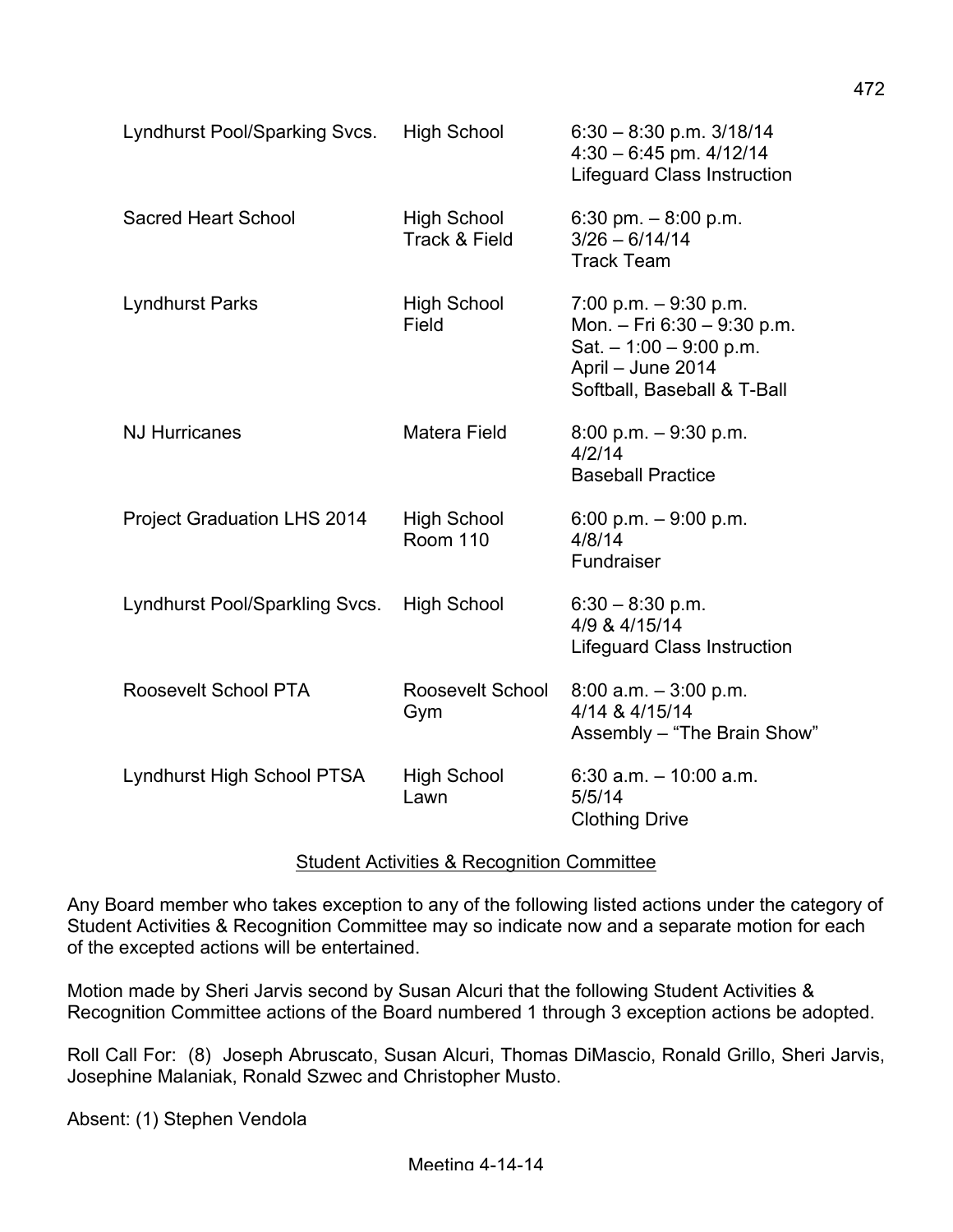| | | |
|---|---|---|
| Lyndhurst Pool/Sparking Svcs. | High School | 6:30 – 8:30 p.m. 3/18/14<br>4:30 – 6:45 pm. 4/12/14<br>Lifeguard Class Instruction |
| Sacred Heart School | High School<br>Track & Field | 6:30 pm. – 8:00 p.m.<br>3/26 – 6/14/14<br>Track Team |
| Lyndhurst Parks | High School<br>Field | 7:00 p.m. – 9:30 p.m.<br>Mon. – Fri 6:30 – 9:30 p.m.<br>Sat. – 1:00 – 9:00 p.m.<br>April – June 2014<br>Softball, Baseball & T-Ball |
| NJ Hurricanes | Matera Field | 8:00 p.m. – 9:30 p.m.<br>4/2/14<br>Baseball Practice |
| Project Graduation LHS 2014 | High School<br>Room 110 | 6:00 p.m. – 9:00 p.m.<br>4/8/14<br>Fundraiser |
| Lyndhurst Pool/Sparkling Svcs. | High School | 6:30 – 8:30 p.m.<br>4/9 & 4/15/14<br>Lifeguard Class Instruction |
| Roosevelt School PTA | Roosevelt School<br>Gym | 8:00 a.m. – 3:00 p.m.<br>4/14 & 4/15/14<br>Assembly – "The Brain Show" |
| Lyndhurst High School PTSA | High School<br>Lawn | 6:30 a.m. – 10:00 a.m.<br>5/5/14<br>Clothing Drive |

## Student Activities & Recognition Committee

Any Board member who takes exception to any of the following listed actions under the category of Student Activities & Recognition Committee may so indicate now and a separate motion for each of the excepted actions will be entertained.

Motion made by Sheri Jarvis second by Susan Alcuri that the following Student Activities & Recognition Committee actions of the Board numbered 1 through 3 exception actions be adopted.

Roll Call For: (8) Joseph Abruscato, Susan Alcuri, Thomas DiMascio, Ronald Grillo, Sheri Jarvis, Josephine Malaniak, Ronald Szwec and Christopher Musto.

Absent: (1) Stephen Vendola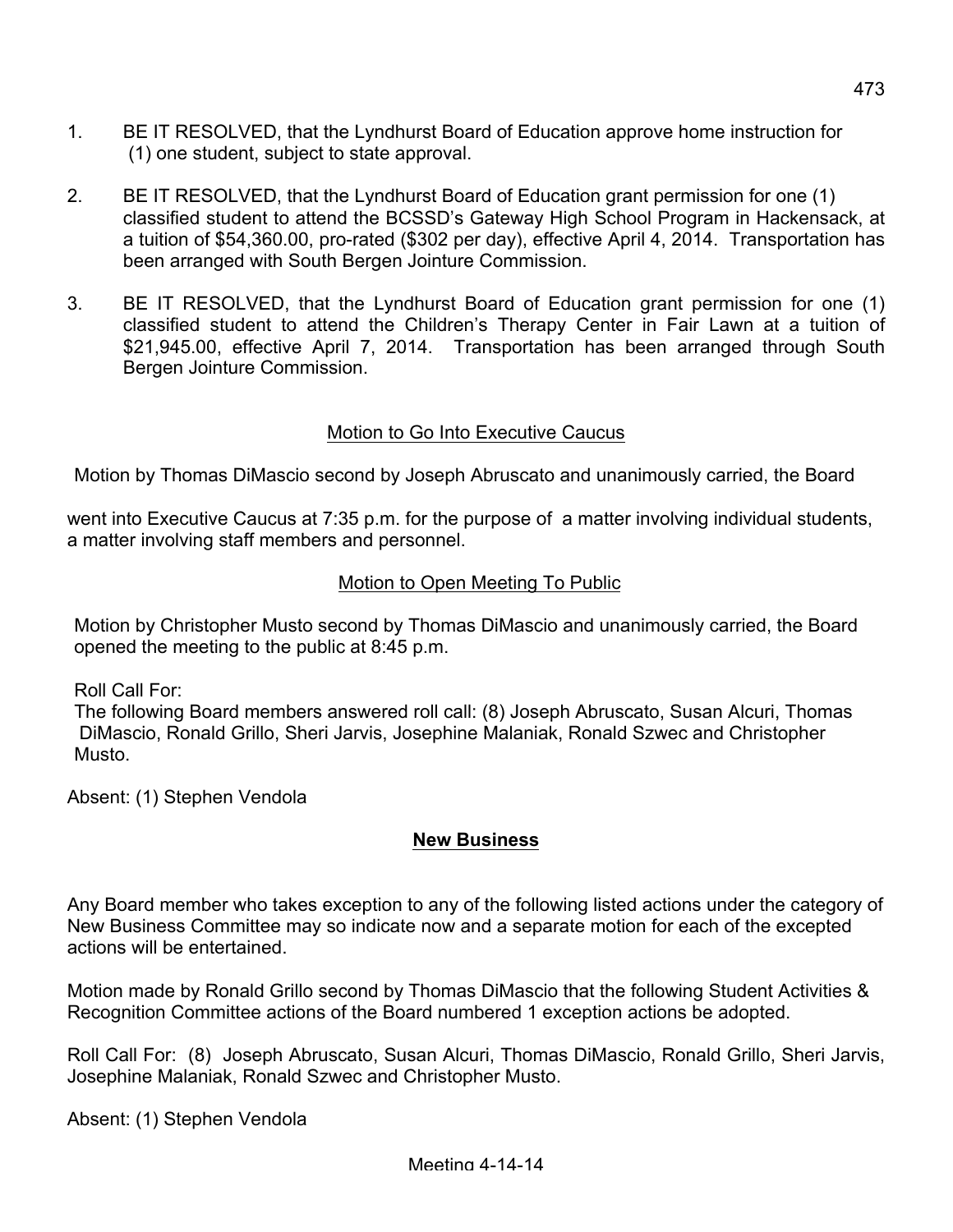1. BE IT RESOLVED, that the Lyndhurst Board of Education approve home instruction for (1) one student, subject to state approval.

2. BE IT RESOLVED, that the Lyndhurst Board of Education grant permission for one (1) classified student to attend the BCSSD's Gateway High School Program in Hackensack, at a tuition of $54,360.00, pro-rated ($302 per day), effective April 4, 2014. Transportation has been arranged with South Bergen Jointure Commission.

3. BE IT RESOLVED, that the Lyndhurst Board of Education grant permission for one (1) classified student to attend the Children's Therapy Center in Fair Lawn at a tuition of $21,945.00, effective April 7, 2014. Transportation has been arranged through South Bergen Jointure Commission.

<u>Motion to Go Into Executive Caucus</u>

Motion by Thomas DiMascio second by Joseph Abruscato and unanimously carried, the Board went into Executive Caucus at 7:35 p.m. for the purpose of a matter involving individual students, a matter involving staff members and personnel.

<u>Motion to Open Meeting To Public</u>

Motion by Christopher Musto second by Thomas DiMascio and unanimously carried, the Board opened the meeting to the public at 8:45 p.m.

Roll Call For:
The following Board members answered roll call: (8) Joseph Abruscato, Susan Alcuri, Thomas DiMascio, Ronald Grillo, Sheri Jarvis, Josephine Malaniak, Ronald Szwec and Christopher Musto.

Absent: (1) Stephen Vendola

**<u>New Business</u>**

Any Board member who takes exception to any of the following listed actions under the category of New Business Committee may so indicate now and a separate motion for each of the excepted actions will be entertained.

Motion made by Ronald Grillo second by Thomas DiMascio that the following Student Activities & Recognition Committee actions of the Board numbered 1 exception actions be adopted.

Roll Call For: (8) Joseph Abruscato, Susan Alcuri, Thomas DiMascio, Ronald Grillo, Sheri Jarvis, Josephine Malaniak, Ronald Szwec and Christopher Musto.

Absent: (1) Stephen Vendola

Meeting 4-14-14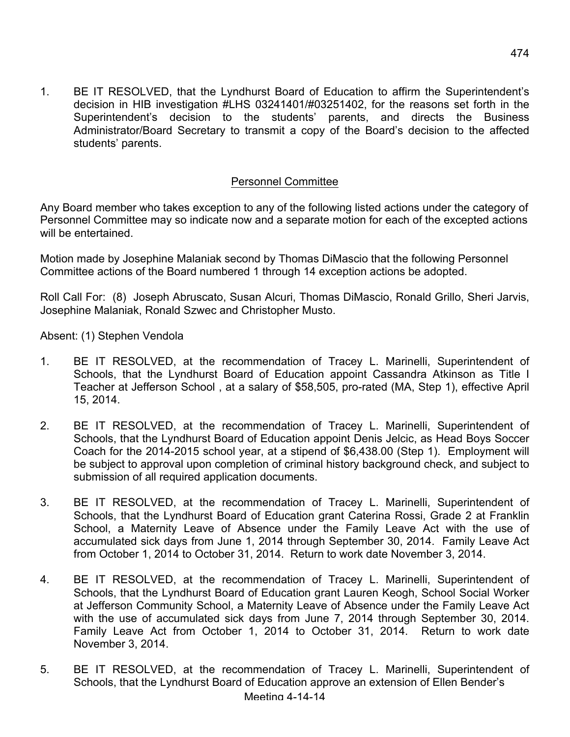1. BE IT RESOLVED, that the Lyndhurst Board of Education to affirm the Superintendent's decision in HIB investigation #LHS 03241401/#03251402, for the reasons set forth in the Superintendent's decision to the students' parents, and directs the Business Administrator/Board Secretary to transmit a copy of the Board's decision to the affected students' parents.

## Personnel Committee

Any Board member who takes exception to any of the following listed actions under the category of Personnel Committee may so indicate now and a separate motion for each of the excepted actions will be entertained.

Motion made by Josephine Malaniak second by Thomas DiMascio that the following Personnel Committee actions of the Board numbered 1 through 14 exception actions be adopted.

Roll Call For: (8) Joseph Abruscato, Susan Alcuri, Thomas DiMascio, Ronald Grillo, Sheri Jarvis, Josephine Malaniak, Ronald Szwec and Christopher Musto.

Absent: (1) Stephen Vendola

1. BE IT RESOLVED, at the recommendation of Tracey L. Marinelli, Superintendent of Schools, that the Lyndhurst Board of Education appoint Cassandra Atkinson as Title I Teacher at Jefferson School , at a salary of $58,505, pro-rated (MA, Step 1), effective April 15, 2014.

2. BE IT RESOLVED, at the recommendation of Tracey L. Marinelli, Superintendent of Schools, that the Lyndhurst Board of Education appoint Denis Jelcic, as Head Boys Soccer Coach for the 2014-2015 school year, at a stipend of $6,438.00 (Step 1). Employment will be subject to approval upon completion of criminal history background check, and subject to submission of all required application documents.

3. BE IT RESOLVED, at the recommendation of Tracey L. Marinelli, Superintendent of Schools, that the Lyndhurst Board of Education grant Caterina Rossi, Grade 2 at Franklin School, a Maternity Leave of Absence under the Family Leave Act with the use of accumulated sick days from June 1, 2014 through September 30, 2014. Family Leave Act from October 1, 2014 to October 31, 2014. Return to work date November 3, 2014.

4. BE IT RESOLVED, at the recommendation of Tracey L. Marinelli, Superintendent of Schools, that the Lyndhurst Board of Education grant Lauren Keogh, School Social Worker at Jefferson Community School, a Maternity Leave of Absence under the Family Leave Act with the use of accumulated sick days from June 7, 2014 through September 30, 2014. Family Leave Act from October 1, 2014 to October 31, 2014. Return to work date November 3, 2014.

5. BE IT RESOLVED, at the recommendation of Tracey L. Marinelli, Superintendent of Schools, that the Lyndhurst Board of Education approve an extension of Ellen Bender's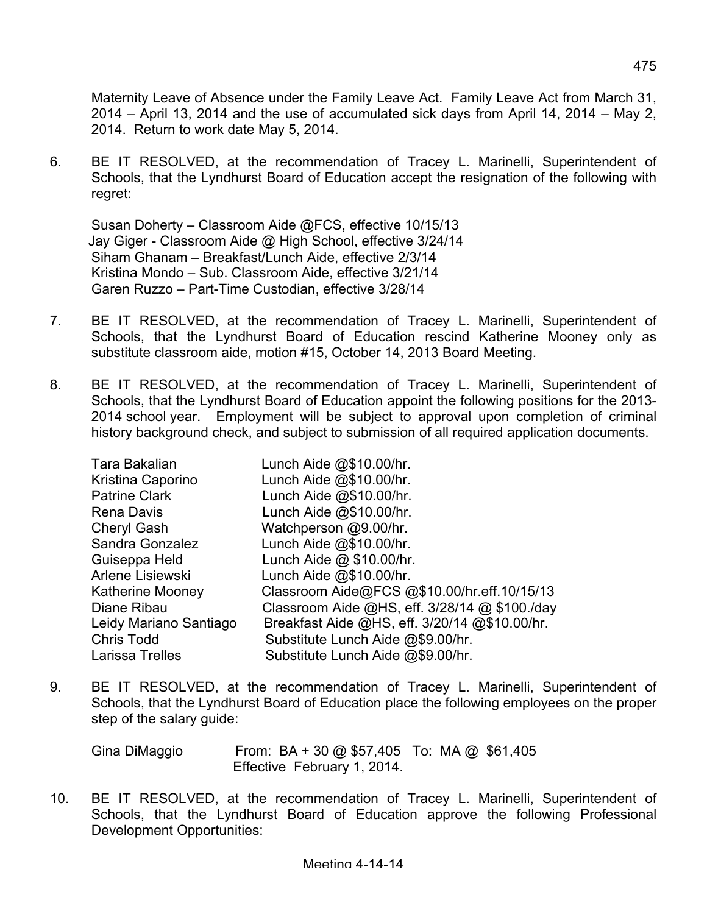Maternity Leave of Absence under the Family Leave Act. Family Leave Act from March 31, 2014 – April 13, 2014 and the use of accumulated sick days from April 14, 2014 – May 2, 2014. Return to work date May 5, 2014.

6. BE IT RESOLVED, at the recommendation of Tracey L. Marinelli, Superintendent of Schools, that the Lyndhurst Board of Education accept the resignation of the following with regret:

   Susan Doherty – Classroom Aide @FCS, effective 10/15/13
   Jay Giger - Classroom Aide @ High School, effective 3/24/14
   Siham Ghanam – Breakfast/Lunch Aide, effective 2/3/14
   Kristina Mondo – Sub. Classroom Aide, effective 3/21/14
   Garen Ruzzo – Part-Time Custodian, effective 3/28/14

7. BE IT RESOLVED, at the recommendation of Tracey L. Marinelli, Superintendent of Schools, that the Lyndhurst Board of Education rescind Katherine Mooney only as substitute classroom aide, motion #15, October 14, 2013 Board Meeting.

8. BE IT RESOLVED, at the recommendation of Tracey L. Marinelli, Superintendent of Schools, that the Lyndhurst Board of Education appoint the following positions for the 2013-2014 school year. Employment will be subject to approval upon completion of criminal history background check, and subject to submission of all required application documents.

| | |
|---|---|
| Tara Bakalian | Lunch Aide @$10.00/hr. |
| Kristina Caporino | Lunch Aide @$10.00/hr. |
| Patrine Clark | Lunch Aide @$10.00/hr. |
| Rena Davis | Lunch Aide @$10.00/hr. |
| Cheryl Gash | Watchperson @9.00/hr. |
| Sandra Gonzalez | Lunch Aide @$10.00/hr. |
| Guiseppa Held | Lunch Aide @ $10.00/hr. |
| Arlene Lisiewski | Lunch Aide @$10.00/hr. |
| Katherine Mooney | Classroom Aide@FCS @$10.00/hr.eff.10/15/13 |
| Diane Ribau | Classroom Aide @HS, eff. 3/28/14 @ $100./day |
| Leidy Mariano Santiago | Breakfast Aide @HS, eff. 3/20/14 @$10.00/hr. |
| Chris Todd | Substitute Lunch Aide @$9.00/hr. |
| Larissa Trelles | Substitute Lunch Aide @$9.00/hr. |

9. BE IT RESOLVED, at the recommendation of Tracey L. Marinelli, Superintendent of Schools, that the Lyndhurst Board of Education place the following employees on the proper step of the salary guide:

   Gina DiMaggio  From: BA + 30 @ $57,405  To: MA @ $61,405
   Effective February 1, 2014.

10. BE IT RESOLVED, at the recommendation of Tracey L. Marinelli, Superintendent of Schools, that the Lyndhurst Board of Education approve the following Professional Development Opportunities: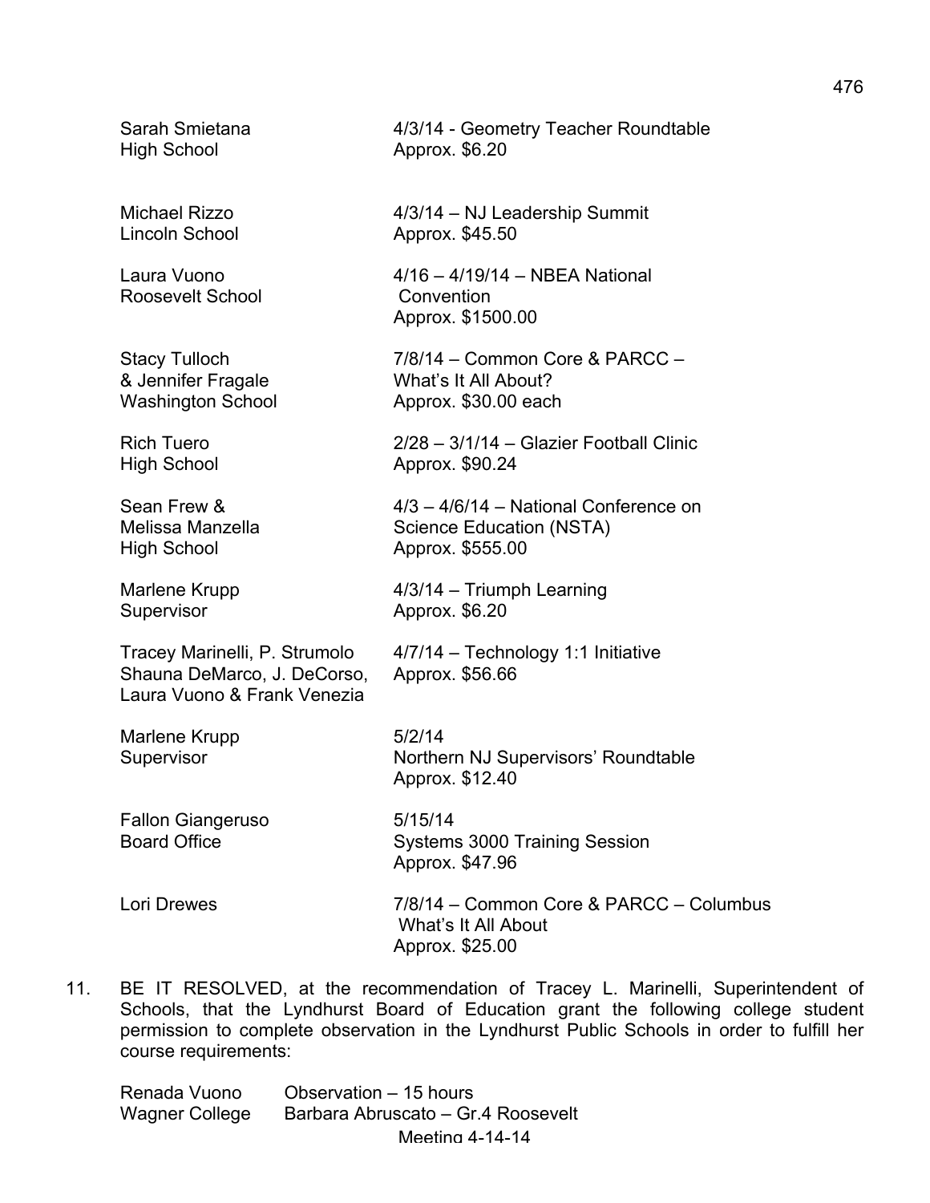| | |
|---|---|
| Sarah Smietana<br>High School | 4/3/14 - Geometry Teacher Roundtable<br>Approx. $6.20 |
| Michael Rizzo<br>Lincoln School | 4/3/14 – NJ Leadership Summit<br>Approx. $45.50 |
| Laura Vuono<br>Roosevelt School | 4/16 – 4/19/14 – NBEA National<br>Convention<br>Approx. $1500.00 |
| Stacy Tulloch<br>& Jennifer Fragale<br>Washington School | 7/8/14 – Common Core & PARCC –<br>What's It All About?<br>Approx. $30.00 each |
| Rich Tuero<br>High School | 2/28 – 3/1/14 – Glazier Football Clinic<br>Approx. $90.24 |
| Sean Frew &<br>Melissa Manzella<br>High School | 4/3 – 4/6/14 – National Conference on<br>Science Education (NSTA)<br>Approx. $555.00 |
| Marlene Krupp<br>Supervisor | 4/3/14 – Triumph Learning<br>Approx. $6.20 |
| Tracey Marinelli, P. Strumolo<br>Shauna DeMarco, J. DeCorso,<br>Laura Vuono & Frank Venezia | 4/7/14 – Technology 1:1 Initiative<br>Approx. $56.66 |
| Marlene Krupp<br>Supervisor | 5/2/14<br>Northern NJ Supervisors' Roundtable<br>Approx. $12.40 |
| Fallon Giangeruso<br>Board Office | 5/15/14<br>Systems 3000 Training Session<br>Approx. $47.96 |
| Lori Drewes | 7/8/14 – Common Core & PARCC – Columbus<br>What's It All About<br>Approx. $25.00 |

11. BE IT RESOLVED, at the recommendation of Tracey L. Marinelli, Superintendent of Schools, that the Lyndhurst Board of Education grant the following college student permission to complete observation in the Lyndhurst Public Schools in order to fulfill her course requirements:

| | |
|---|---|
| Renada Vuono<br>Wagner College | Observation – 15 hours<br>Barbara Abruscato – Gr.4 Roosevelt |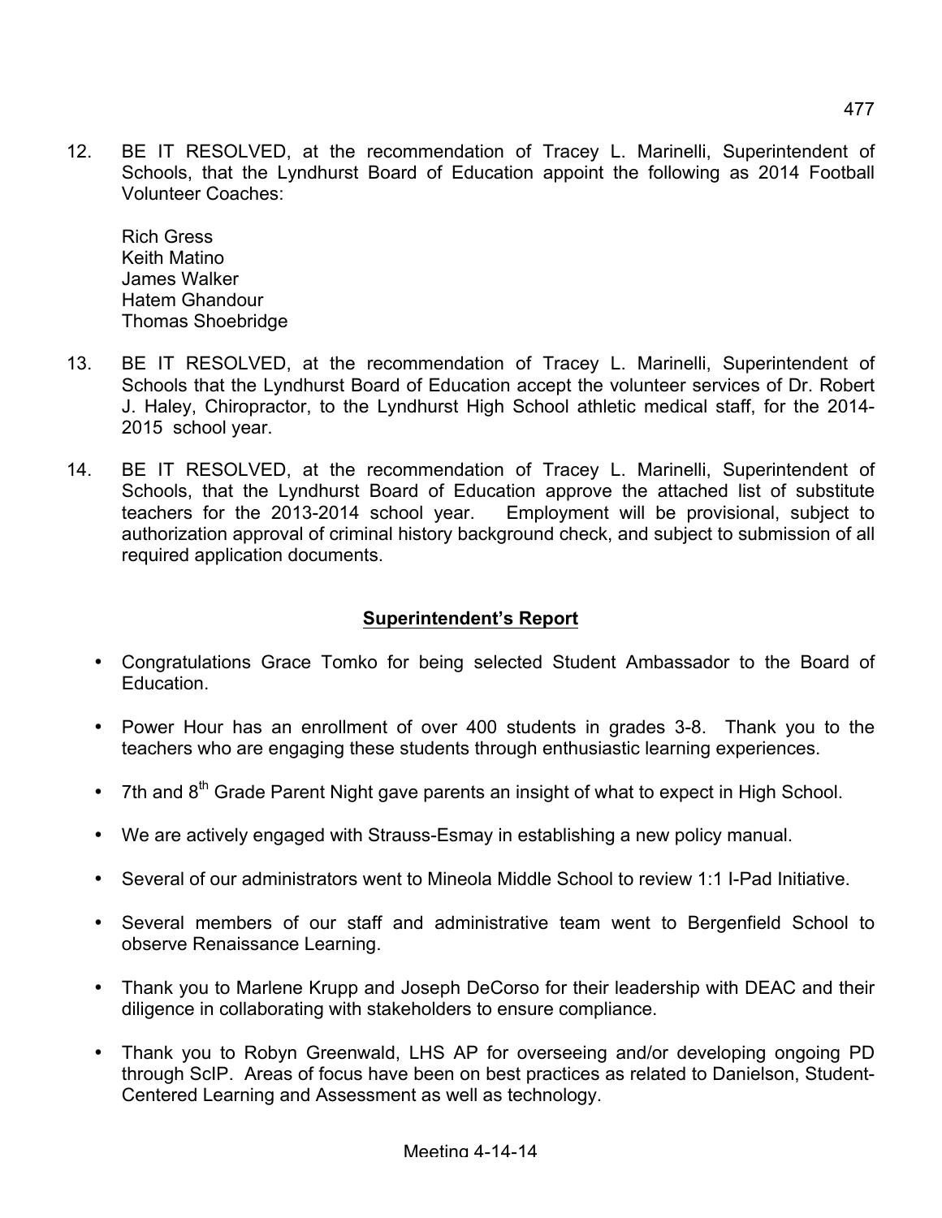12. BE IT RESOLVED, at the recommendation of Tracey L. Marinelli, Superintendent of Schools, that the Lyndhurst Board of Education appoint the following as 2014 Football Volunteer Coaches:

    Rich Gress
    Keith Matino
    James Walker
    Hatem Ghandour
    Thomas Shoebridge

13. BE IT RESOLVED, at the recommendation of Tracey L. Marinelli, Superintendent of Schools that the Lyndhurst Board of Education accept the volunteer services of Dr. Robert J. Haley, Chiropractor, to the Lyndhurst High School athletic medical staff, for the 2014-2015 school year.

14. BE IT RESOLVED, at the recommendation of Tracey L. Marinelli, Superintendent of Schools, that the Lyndhurst Board of Education approve the attached list of substitute teachers for the 2013-2014 school year. Employment will be provisional, subject to authorization approval of criminal history background check, and subject to submission of all required application documents.

## Superintendent's Report

- Congratulations Grace Tomko for being selected Student Ambassador to the Board of Education.
- Power Hour has an enrollment of over 400 students in grades 3-8. Thank you to the teachers who are engaging these students through enthusiastic learning experiences.
- 7th and 8th Grade Parent Night gave parents an insight of what to expect in High School.
- We are actively engaged with Strauss-Esmay in establishing a new policy manual.
- Several of our administrators went to Mineola Middle School to review 1:1 I-Pad Initiative.
- Several members of our staff and administrative team went to Bergenfield School to observe Renaissance Learning.
- Thank you to Marlene Krupp and Joseph DeCorso for their leadership with DEAC and their diligence in collaborating with stakeholders to ensure compliance.
- Thank you to Robyn Greenwald, LHS AP for overseeing and/or developing ongoing PD through ScIP. Areas of focus have been on best practices as related to Danielson, Student-Centered Learning and Assessment as well as technology.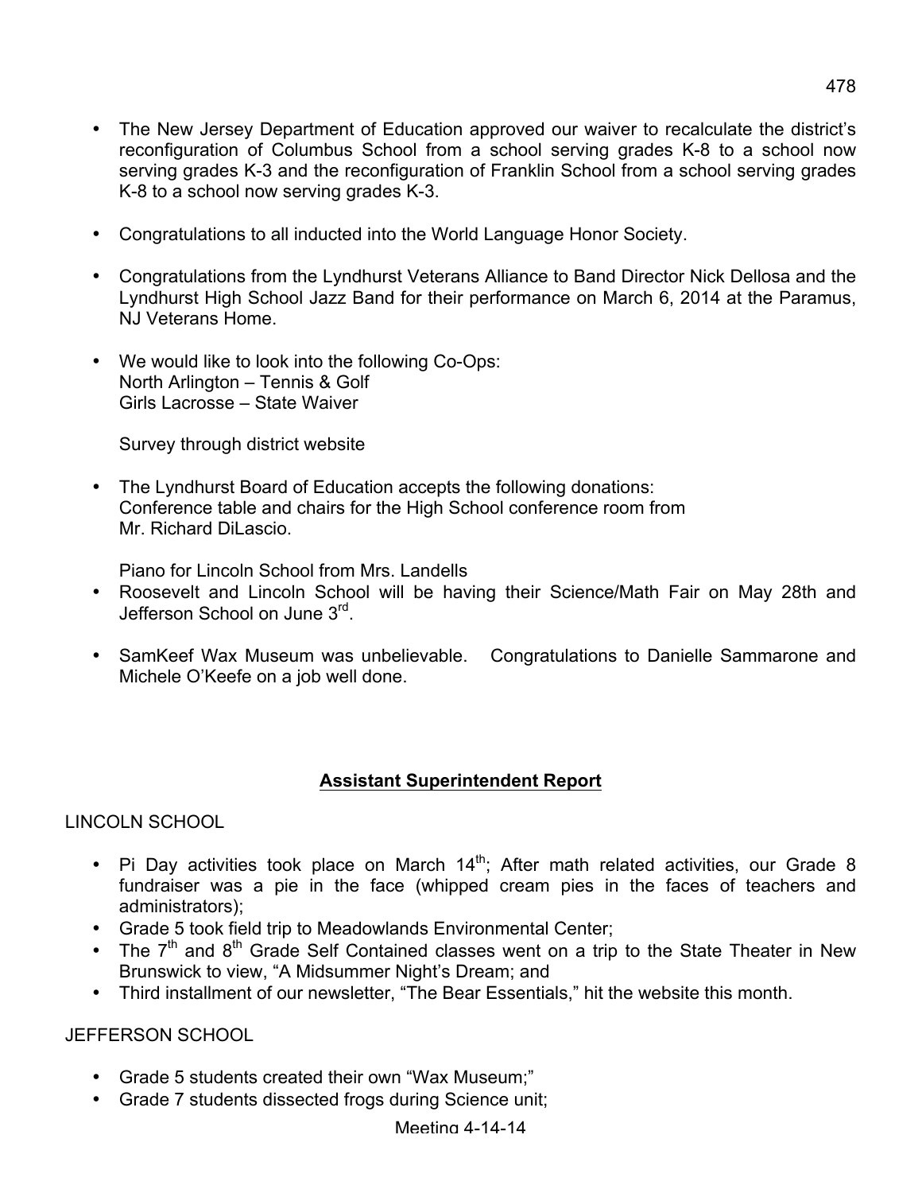- The New Jersey Department of Education approved our waiver to recalculate the district's reconfiguration of Columbus School from a school serving grades K-8 to a school now serving grades K-3 and the reconfiguration of Franklin School from a school serving grades K-8 to a school now serving grades K-3.

- Congratulations to all inducted into the World Language Honor Society.

- Congratulations from the Lyndhurst Veterans Alliance to Band Director Nick Dellosa and the Lyndhurst High School Jazz Band for their performance on March 6, 2014 at the Paramus, NJ Veterans Home.

- We would like to look into the following Co-Ops:
  North Arlington – Tennis & Golf
  Girls Lacrosse – State Waiver

  Survey through district website

- The Lyndhurst Board of Education accepts the following donations:
  Conference table and chairs for the High School conference room from Mr. Richard DiLascio.

  Piano for Lincoln School from Mrs. Landells
- Roosevelt and Lincoln School will be having their Science/Math Fair on May 28th and Jefferson School on June 3rd.

- SamKeef Wax Museum was unbelievable. Congratulations to Danielle Sammarone and Michele O'Keefe on a job well done.

## Assistant Superintendent Report

LINCOLN SCHOOL

- Pi Day activities took place on March 14th; After math related activities, our Grade 8 fundraiser was a pie in the face (whipped cream pies in the faces of teachers and administrators);
- Grade 5 took field trip to Meadowlands Environmental Center;
- The 7th and 8th Grade Self Contained classes went on a trip to the State Theater in New Brunswick to view, "A Midsummer Night's Dream; and
- Third installment of our newsletter, "The Bear Essentials," hit the website this month.

JEFFERSON SCHOOL

- Grade 5 students created their own "Wax Museum;"
- Grade 7 students dissected frogs during Science unit;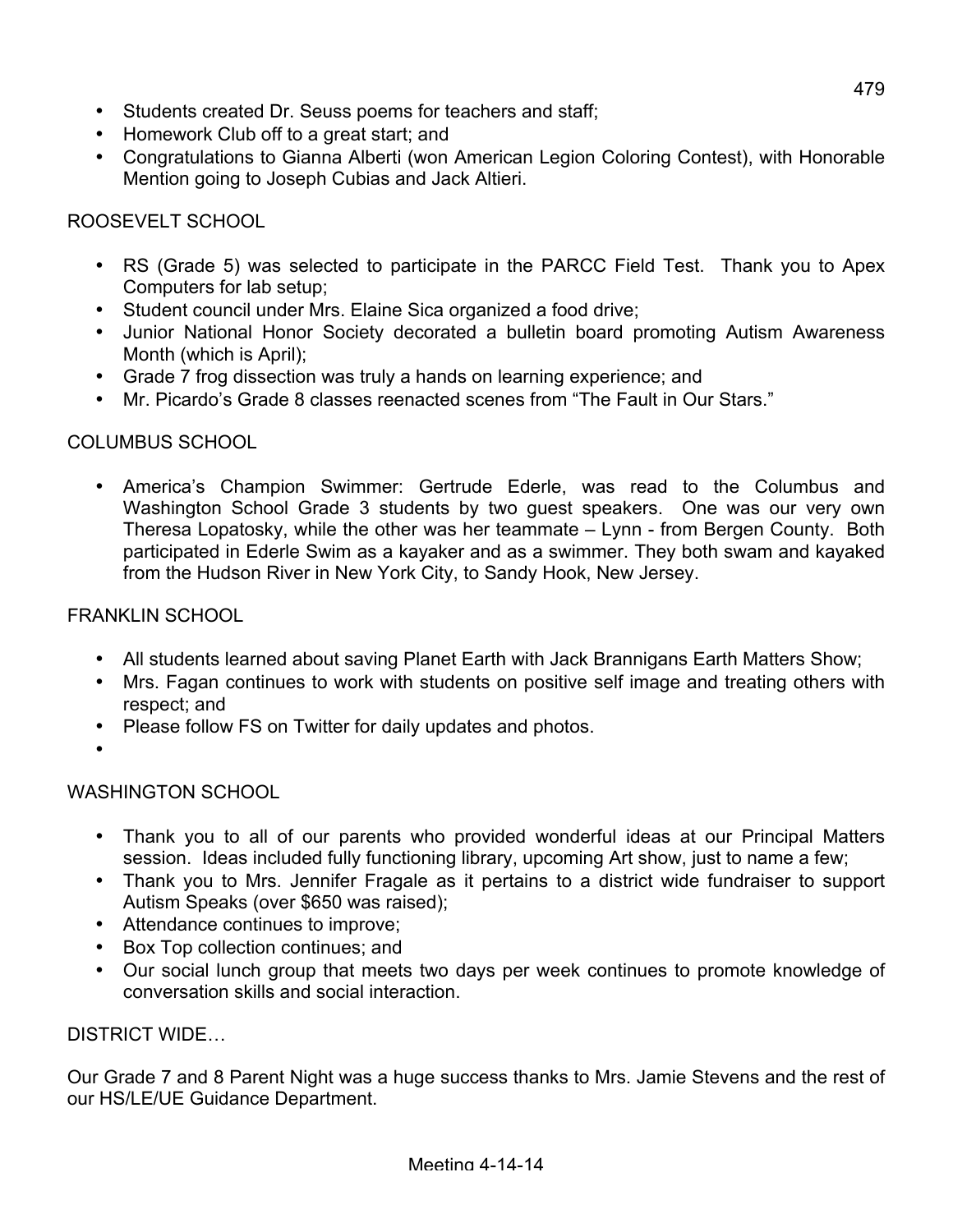- Students created Dr. Seuss poems for teachers and staff;
- Homework Club off to a great start; and
- Congratulations to Gianna Alberti (won American Legion Coloring Contest), with Honorable Mention going to Joseph Cubias and Jack Altieri.

ROOSEVELT SCHOOL

- RS (Grade 5) was selected to participate in the PARCC Field Test. Thank you to Apex Computers for lab setup;
- Student council under Mrs. Elaine Sica organized a food drive;
- Junior National Honor Society decorated a bulletin board promoting Autism Awareness Month (which is April);
- Grade 7 frog dissection was truly a hands on learning experience; and
- Mr. Picardo's Grade 8 classes reenacted scenes from "The Fault in Our Stars."

COLUMBUS SCHOOL

- America's Champion Swimmer: Gertrude Ederle, was read to the Columbus and Washington School Grade 3 students by two guest speakers. One was our very own Theresa Lopatosky, while the other was her teammate – Lynn - from Bergen County. Both participated in Ederle Swim as a kayaker and as a swimmer. They both swam and kayaked from the Hudson River in New York City, to Sandy Hook, New Jersey.

FRANKLIN SCHOOL

- All students learned about saving Planet Earth with Jack Brannigans Earth Matters Show;
- Mrs. Fagan continues to work with students on positive self image and treating others with respect; and
- Please follow FS on Twitter for daily updates and photos.

WASHINGTON SCHOOL

- Thank you to all of our parents who provided wonderful ideas at our Principal Matters session. Ideas included fully functioning library, upcoming Art show, just to name a few;
- Thank you to Mrs. Jennifer Fragale as it pertains to a district wide fundraiser to support Autism Speaks (over $650 was raised);
- Attendance continues to improve;
- Box Top collection continues; and
- Our social lunch group that meets two days per week continues to promote knowledge of conversation skills and social interaction.

DISTRICT WIDE…

Our Grade 7 and 8 Parent Night was a huge success thanks to Mrs. Jamie Stevens and the rest of our HS/LE/UE Guidance Department.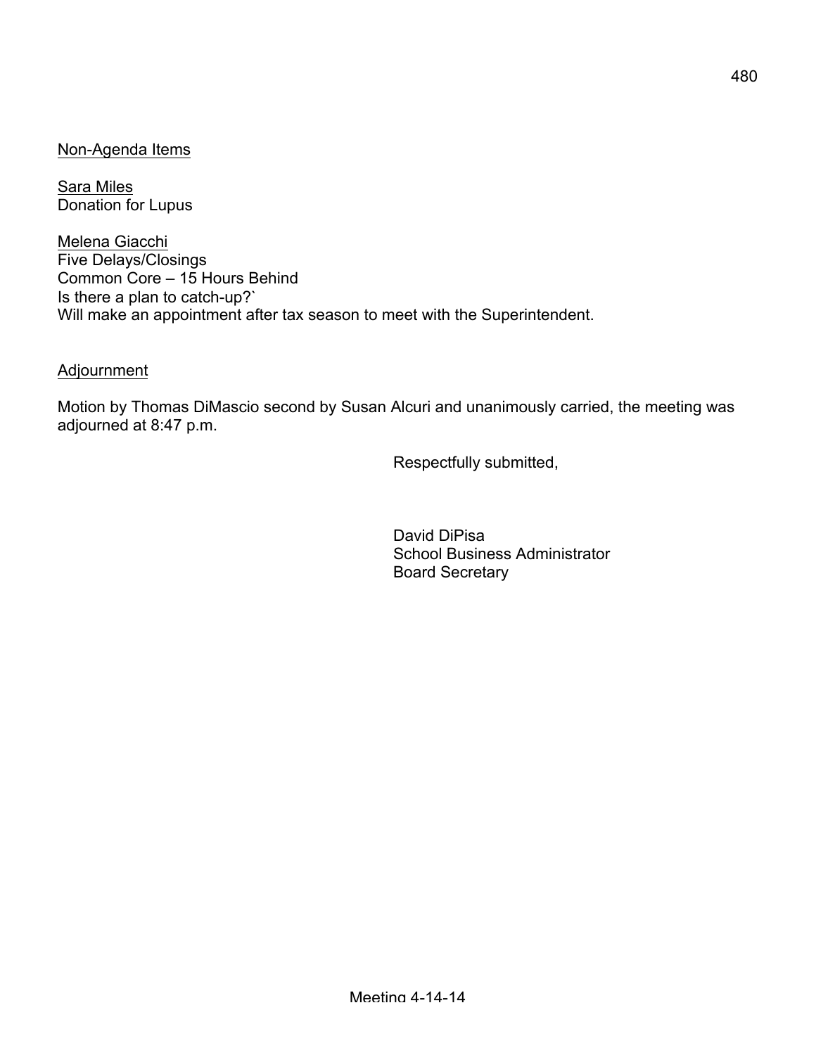Non-Agenda Items

Sara Miles
Donation for Lupus

Melena Giacchi
Five Delays/Closings
Common Core – 15 Hours Behind
Is there a plan to catch-up?`
Will make an appointment after tax season to meet with the Superintendent.

Adjournment

Motion by Thomas DiMascio second by Susan Alcuri and unanimously carried, the meeting was adjourned at 8:47 p.m.

Respectfully submitted,

David DiPisa
School Business Administrator
Board Secretary